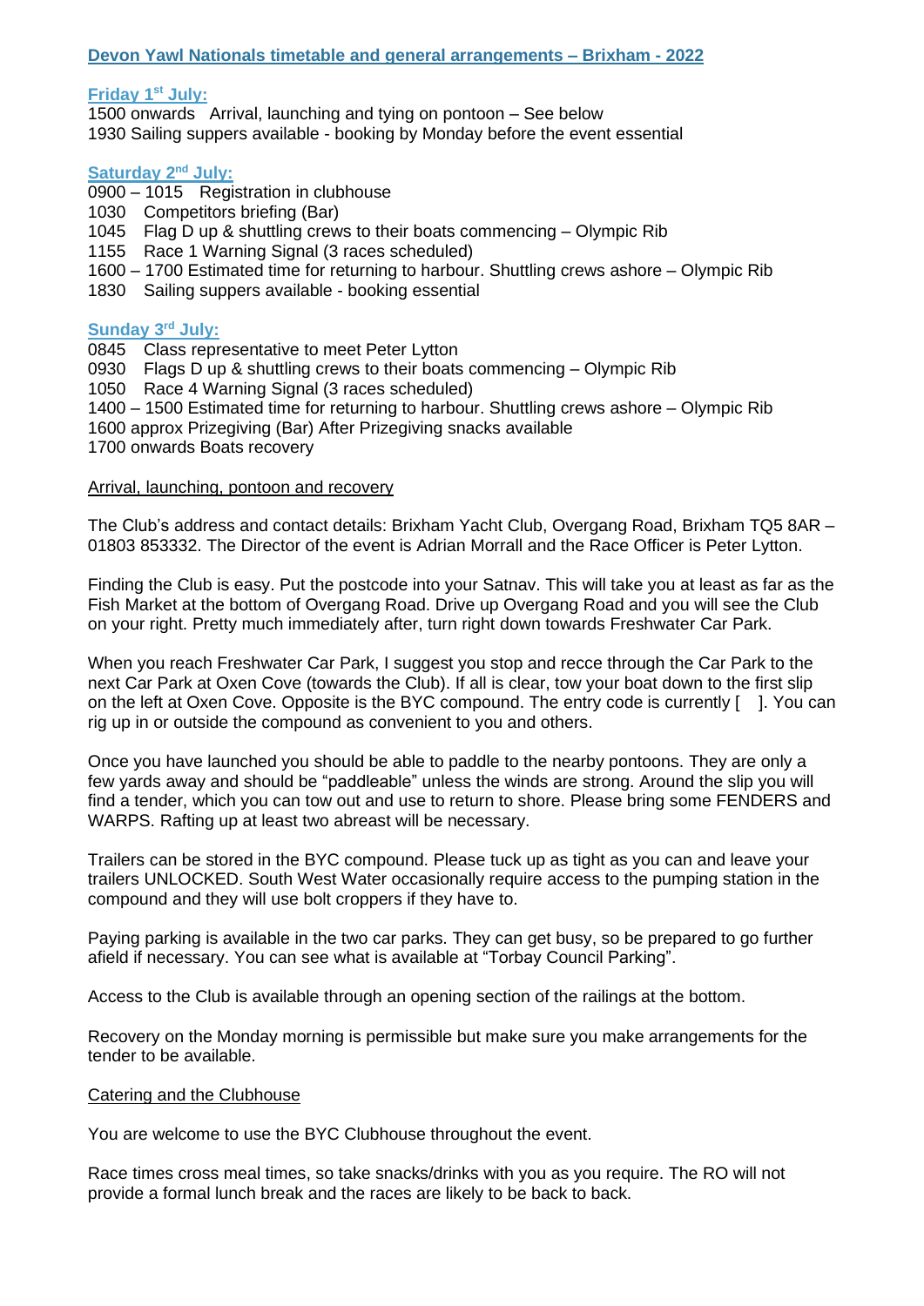## Devon Yawl Nationals timetable and general arrangements – Brixham - 2022

### Friday 1st July:

1500 onwards Arrival, launching and tying on pontoon – See below
1930 Sailing suppers available - booking by Monday before the event essential

### Saturday 2nd July:

0900 – 1015 Registration in clubhouse
1030 Competitors briefing (Bar)
1045 Flag D up & shuttling crews to their boats commencing – Olympic Rib
1155 Race 1 Warning Signal (3 races scheduled)
1600 – 1700 Estimated time for returning to harbour. Shuttling crews ashore – Olympic Rib
1830 Sailing suppers available - booking essential

### Sunday 3rd July:

0845 Class representative to meet Peter Lytton
0930 Flags D up & shuttling crews to their boats commencing – Olympic Rib
1050 Race 4 Warning Signal (3 races scheduled)
1400 – 1500 Estimated time for returning to harbour. Shuttling crews ashore – Olympic Rib
1600 approx Prizegiving (Bar) After Prizegiving snacks available
1700 onwards Boats recovery

### Arrival, launching, pontoon and recovery

The Club's address and contact details: Brixham Yacht Club, Overgang Road, Brixham TQ5 8AR – 01803 853332. The Director of the event is Adrian Morrall and the Race Officer is Peter Lytton.

Finding the Club is easy. Put the postcode into your Satnav. This will take you at least as far as the Fish Market at the bottom of Overgang Road. Drive up Overgang Road and you will see the Club on your right. Pretty much immediately after, turn right down towards Freshwater Car Park.

When you reach Freshwater Car Park, I suggest you stop and recce through the Car Park to the next Car Park at Oxen Cove (towards the Club). If all is clear, tow your boat down to the first slip on the left at Oxen Cove. Opposite is the BYC compound. The entry code is currently [ ]. You can rig up in or outside the compound as convenient to you and others.

Once you have launched you should be able to paddle to the nearby pontoons. They are only a few yards away and should be "paddleable" unless the winds are strong. Around the slip you will find a tender, which you can tow out and use to return to shore. Please bring some FENDERS and WARPS. Rafting up at least two abreast will be necessary.

Trailers can be stored in the BYC compound. Please tuck up as tight as you can and leave your trailers UNLOCKED. South West Water occasionally require access to the pumping station in the compound and they will use bolt croppers if they have to.

Paying parking is available in the two car parks. They can get busy, so be prepared to go further afield if necessary. You can see what is available at "Torbay Council Parking".

Access to the Club is available through an opening section of the railings at the bottom.

Recovery on the Monday morning is permissible but make sure you make arrangements for the tender to be available.

### Catering and the Clubhouse

You are welcome to use the BYC Clubhouse throughout the event.

Race times cross meal times, so take snacks/drinks with you as you require. The RO will not provide a formal lunch break and the races are likely to be back to back.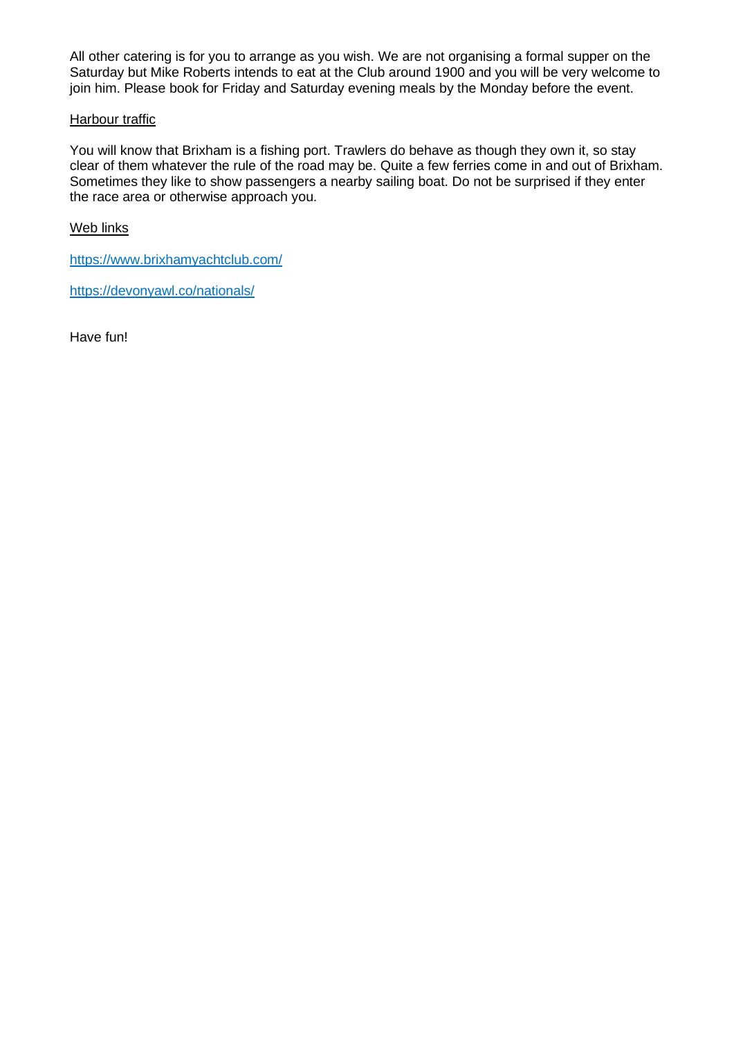All other catering is for you to arrange as you wish. We are not organising a formal supper on the Saturday but Mike Roberts intends to eat at the Club around 1900 and you will be very welcome to join him. Please book for Friday and Saturday evening meals by the Monday before the event.

<u>Harbour traffic</u>

You will know that Brixham is a fishing port. Trawlers do behave as though they own it, so stay clear of them whatever the rule of the road may be. Quite a few ferries come in and out of Brixham. Sometimes they like to show passengers a nearby sailing boat. Do not be surprised if they enter the race area or otherwise approach you.

<u>Web links</u>

https://www.brixhamyachtclub.com/

https://devonyawl.co/nationals/

Have fun!